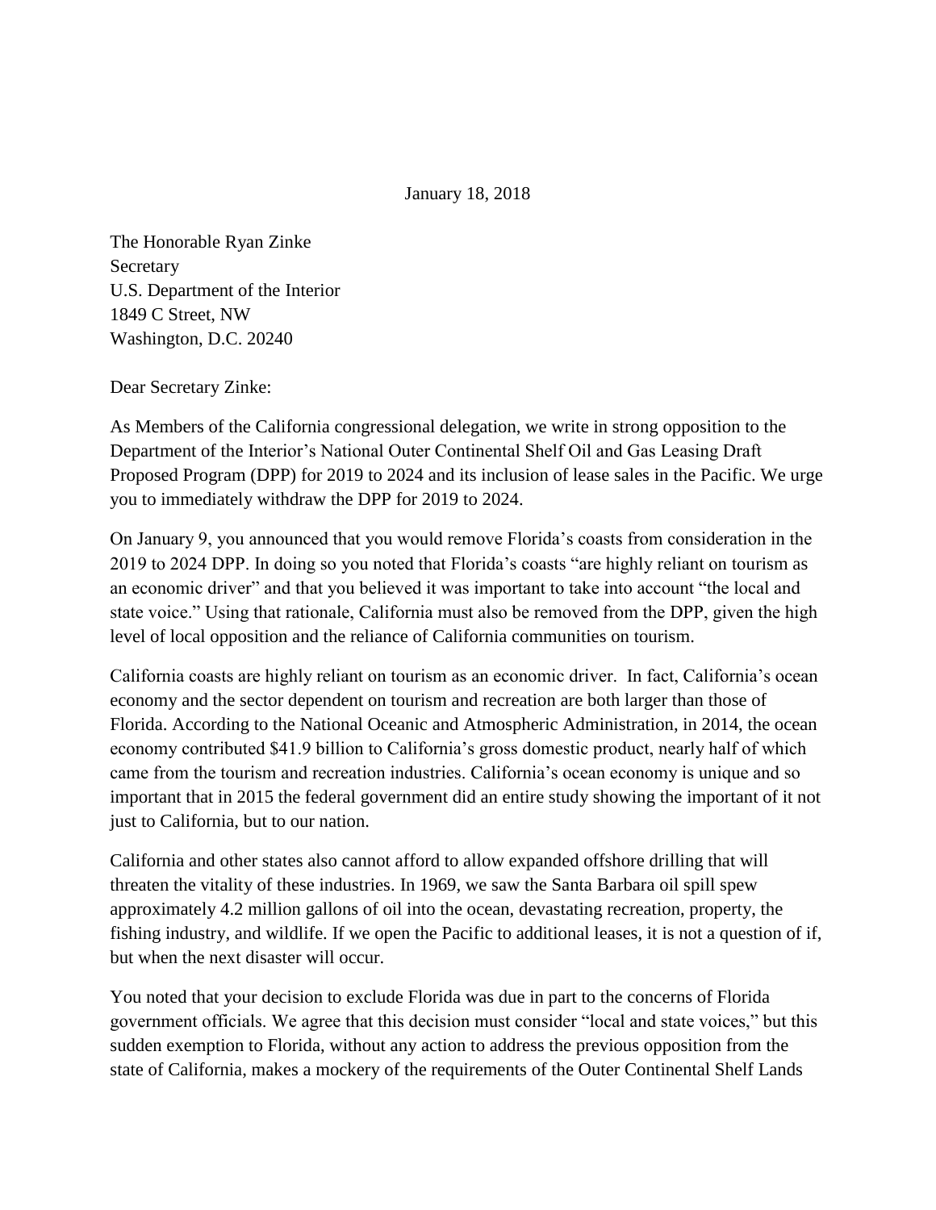January 18, 2018

The Honorable Ryan Zinke
Secretary
U.S. Department of the Interior
1849 C Street, NW
Washington, D.C. 20240

Dear Secretary Zinke:

As Members of the California congressional delegation, we write in strong opposition to the Department of the Interior's National Outer Continental Shelf Oil and Gas Leasing Draft Proposed Program (DPP) for 2019 to 2024 and its inclusion of lease sales in the Pacific. We urge you to immediately withdraw the DPP for 2019 to 2024.

On January 9, you announced that you would remove Florida's coasts from consideration in the 2019 to 2024 DPP. In doing so you noted that Florida's coasts "are highly reliant on tourism as an economic driver" and that you believed it was important to take into account "the local and state voice." Using that rationale, California must also be removed from the DPP, given the high level of local opposition and the reliance of California communities on tourism.

California coasts are highly reliant on tourism as an economic driver. In fact, California's ocean economy and the sector dependent on tourism and recreation are both larger than those of Florida. According to the National Oceanic and Atmospheric Administration, in 2014, the ocean economy contributed $41.9 billion to California's gross domestic product, nearly half of which came from the tourism and recreation industries. California's ocean economy is unique and so important that in 2015 the federal government did an entire study showing the important of it not just to California, but to our nation.

California and other states also cannot afford to allow expanded offshore drilling that will threaten the vitality of these industries. In 1969, we saw the Santa Barbara oil spill spew approximately 4.2 million gallons of oil into the ocean, devastating recreation, property, the fishing industry, and wildlife. If we open the Pacific to additional leases, it is not a question of if, but when the next disaster will occur.

You noted that your decision to exclude Florida was due in part to the concerns of Florida government officials. We agree that this decision must consider "local and state voices," but this sudden exemption to Florida, without any action to address the previous opposition from the state of California, makes a mockery of the requirements of the Outer Continental Shelf Lands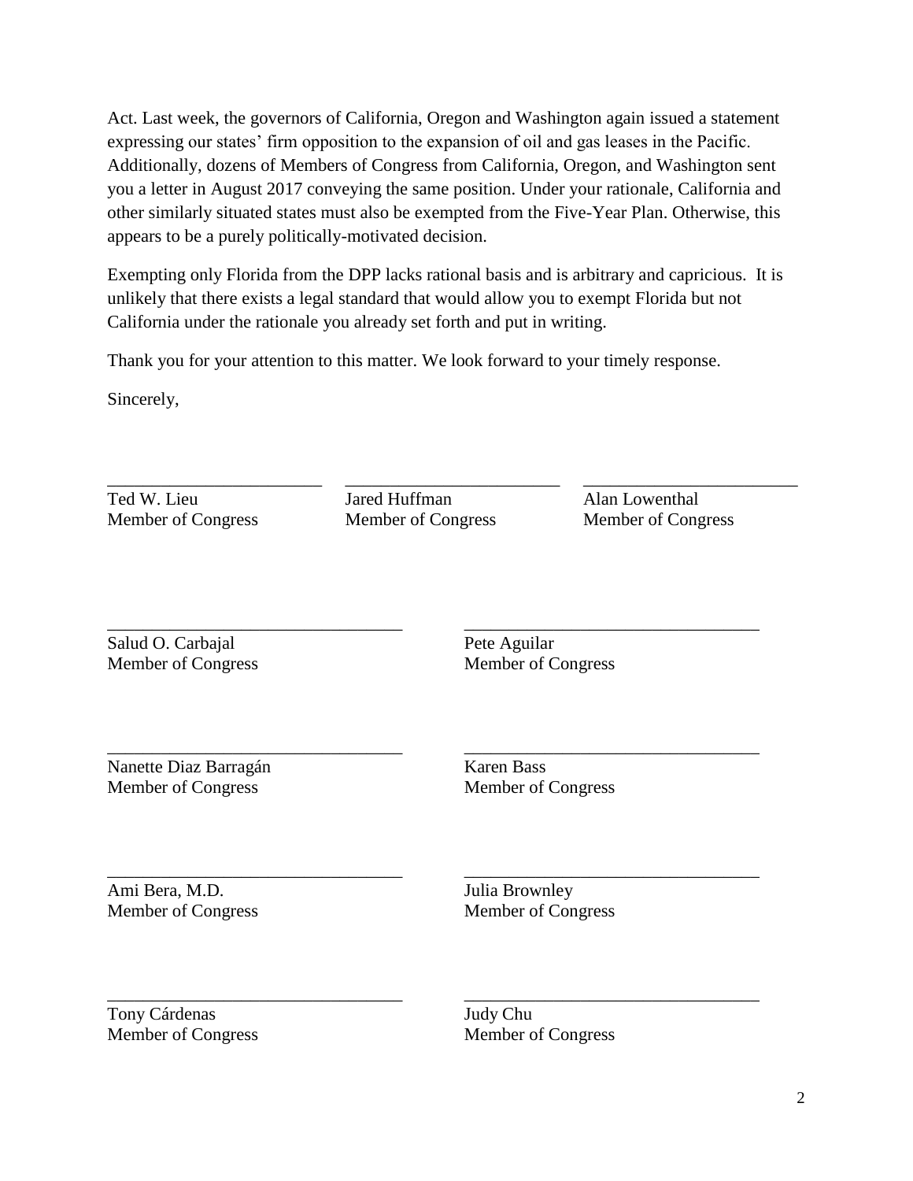Act. Last week, the governors of California, Oregon and Washington again issued a statement expressing our states' firm opposition to the expansion of oil and gas leases in the Pacific. Additionally, dozens of Members of Congress from California, Oregon, and Washington sent you a letter in August 2017 conveying the same position. Under your rationale, California and other similarly situated states must also be exempted from the Five-Year Plan. Otherwise, this appears to be a purely politically-motivated decision.

Exempting only Florida from the DPP lacks rational basis and is arbitrary and capricious. It is unlikely that there exists a legal standard that would allow you to exempt Florida but not California under the rationale you already set forth and put in writing.

Thank you for your attention to this matter. We look forward to your timely response.

Sincerely,

\_\_\_\_\_\_\_\_\_\_\_\_\_\_\_\_\_\_\_\_\_\_\_\_
Ted W. Lieu
Member of Congress

\_\_\_\_\_\_\_\_\_\_\_\_\_\_\_\_\_\_\_\_\_\_\_\_
Jared Huffman
Member of Congress

\_\_\_\_\_\_\_\_\_\_\_\_\_\_\_\_\_\_\_\_\_\_\_\_
Alan Lowenthal
Member of Congress

\_\_\_\_\_\_\_\_\_\_\_\_\_\_\_\_\_\_\_\_\_\_\_\_
Salud O. Carbajal
Member of Congress

\_\_\_\_\_\_\_\_\_\_\_\_\_\_\_\_\_\_\_\_\_\_\_\_
Pete Aguilar
Member of Congress

\_\_\_\_\_\_\_\_\_\_\_\_\_\_\_\_\_\_\_\_\_\_\_\_
Nanette Diaz Barragán
Member of Congress

\_\_\_\_\_\_\_\_\_\_\_\_\_\_\_\_\_\_\_\_\_\_\_\_
Karen Bass
Member of Congress

\_\_\_\_\_\_\_\_\_\_\_\_\_\_\_\_\_\_\_\_\_\_\_\_
Ami Bera, M.D.
Member of Congress

\_\_\_\_\_\_\_\_\_\_\_\_\_\_\_\_\_\_\_\_\_\_\_\_
Julia Brownley
Member of Congress

\_\_\_\_\_\_\_\_\_\_\_\_\_\_\_\_\_\_\_\_\_\_\_\_
Tony Cárdenas
Member of Congress

\_\_\_\_\_\_\_\_\_\_\_\_\_\_\_\_\_\_\_\_\_\_\_\_
Judy Chu
Member of Congress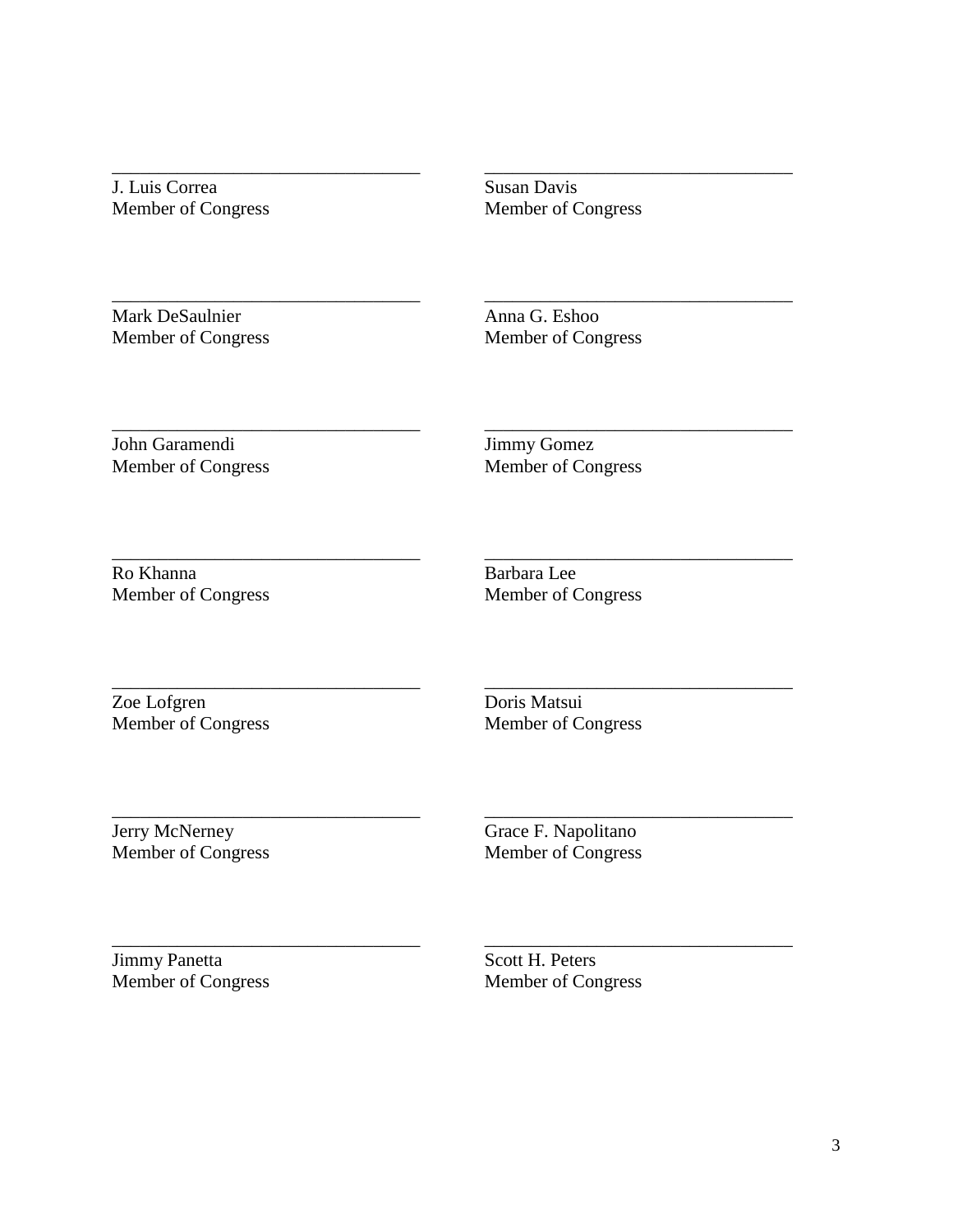\_\_\_\_\_\_\_\_\_\_\_\_\_\_\_\_\_\_\_\_\_\_\_\_\_\_\_\_\_\_\_\_\_
J. Luis Correa
Member of Congress

\_\_\_\_\_\_\_\_\_\_\_\_\_\_\_\_\_\_\_\_\_\_\_\_\_\_\_\_\_\_\_\_\_
Susan Davis
Member of Congress

\_\_\_\_\_\_\_\_\_\_\_\_\_\_\_\_\_\_\_\_\_\_\_\_\_\_\_\_\_\_\_\_\_
Mark DeSaulnier
Member of Congress

\_\_\_\_\_\_\_\_\_\_\_\_\_\_\_\_\_\_\_\_\_\_\_\_\_\_\_\_\_\_\_\_\_
Anna G. Eshoo
Member of Congress

\_\_\_\_\_\_\_\_\_\_\_\_\_\_\_\_\_\_\_\_\_\_\_\_\_\_\_\_\_\_\_\_\_
John Garamendi
Member of Congress

\_\_\_\_\_\_\_\_\_\_\_\_\_\_\_\_\_\_\_\_\_\_\_\_\_\_\_\_\_\_\_\_\_
Jimmy Gomez
Member of Congress

\_\_\_\_\_\_\_\_\_\_\_\_\_\_\_\_\_\_\_\_\_\_\_\_\_\_\_\_\_\_\_\_\_
Ro Khanna
Member of Congress

\_\_\_\_\_\_\_\_\_\_\_\_\_\_\_\_\_\_\_\_\_\_\_\_\_\_\_\_\_\_\_\_\_
Barbara Lee
Member of Congress

\_\_\_\_\_\_\_\_\_\_\_\_\_\_\_\_\_\_\_\_\_\_\_\_\_\_\_\_\_\_\_\_\_
Zoe Lofgren
Member of Congress

\_\_\_\_\_\_\_\_\_\_\_\_\_\_\_\_\_\_\_\_\_\_\_\_\_\_\_\_\_\_\_\_\_
Doris Matsui
Member of Congress

\_\_\_\_\_\_\_\_\_\_\_\_\_\_\_\_\_\_\_\_\_\_\_\_\_\_\_\_\_\_\_\_\_
Jerry McNerney
Member of Congress

\_\_\_\_\_\_\_\_\_\_\_\_\_\_\_\_\_\_\_\_\_\_\_\_\_\_\_\_\_\_\_\_\_
Grace F. Napolitano
Member of Congress

\_\_\_\_\_\_\_\_\_\_\_\_\_\_\_\_\_\_\_\_\_\_\_\_\_\_\_\_\_\_\_\_\_
Jimmy Panetta
Member of Congress

\_\_\_\_\_\_\_\_\_\_\_\_\_\_\_\_\_\_\_\_\_\_\_\_\_\_\_\_\_\_\_\_\_
Scott H. Peters
Member of Congress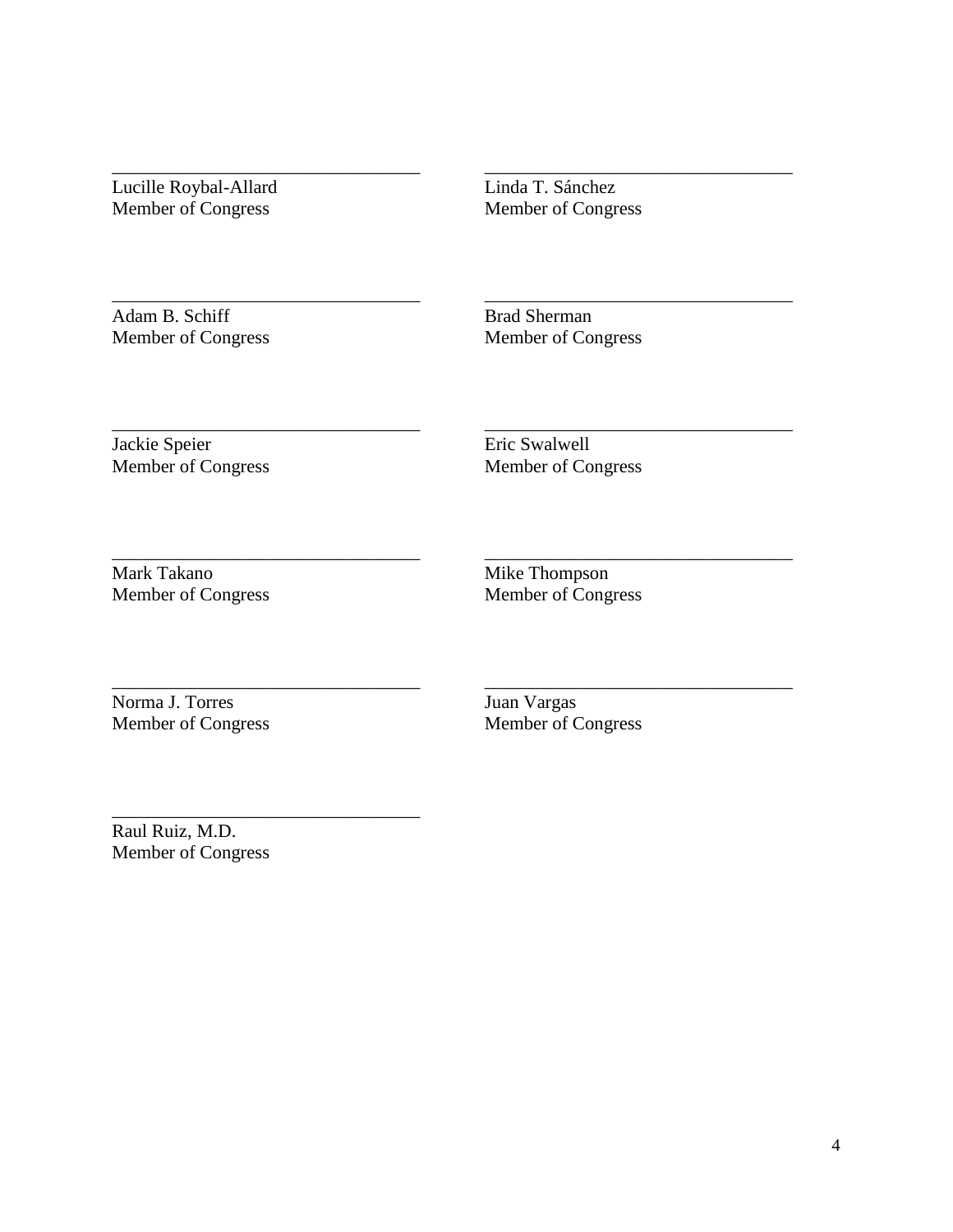\_\_\_\_\_\_\_\_\_\_\_\_\_\_\_\_\_\_\_\_\_\_\_\_\_\_\_\_\_\_\_\_
Lucille Roybal-Allard
Member of Congress

\_\_\_\_\_\_\_\_\_\_\_\_\_\_\_\_\_\_\_\_\_\_\_\_\_\_\_\_\_\_\_\_
Linda T. Sánchez
Member of Congress

\_\_\_\_\_\_\_\_\_\_\_\_\_\_\_\_\_\_\_\_\_\_\_\_\_\_\_\_\_\_\_\_
Adam B. Schiff
Member of Congress

\_\_\_\_\_\_\_\_\_\_\_\_\_\_\_\_\_\_\_\_\_\_\_\_\_\_\_\_\_\_\_\_
Brad Sherman
Member of Congress

\_\_\_\_\_\_\_\_\_\_\_\_\_\_\_\_\_\_\_\_\_\_\_\_\_\_\_\_\_\_\_\_
Jackie Speier
Member of Congress

\_\_\_\_\_\_\_\_\_\_\_\_\_\_\_\_\_\_\_\_\_\_\_\_\_\_\_\_\_\_\_\_
Eric Swalwell
Member of Congress

\_\_\_\_\_\_\_\_\_\_\_\_\_\_\_\_\_\_\_\_\_\_\_\_\_\_\_\_\_\_\_\_
Mark Takano
Member of Congress

\_\_\_\_\_\_\_\_\_\_\_\_\_\_\_\_\_\_\_\_\_\_\_\_\_\_\_\_\_\_\_\_
Mike Thompson
Member of Congress

\_\_\_\_\_\_\_\_\_\_\_\_\_\_\_\_\_\_\_\_\_\_\_\_\_\_\_\_\_\_\_\_
Norma J. Torres
Member of Congress

\_\_\_\_\_\_\_\_\_\_\_\_\_\_\_\_\_\_\_\_\_\_\_\_\_\_\_\_\_\_\_\_
Juan Vargas
Member of Congress

\_\_\_\_\_\_\_\_\_\_\_\_\_\_\_\_\_\_\_\_\_\_\_\_\_\_\_\_\_\_\_\_
Raul Ruiz, M.D.
Member of Congress